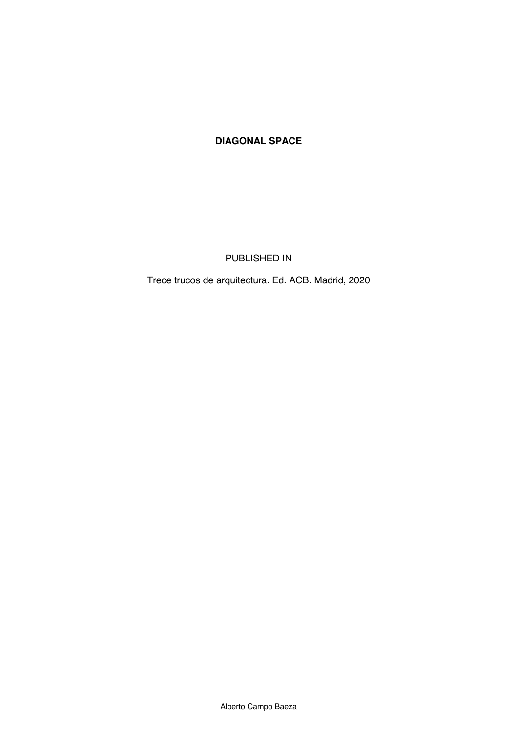# DIAGONAL SPACE

PUBLISHED IN

Trece trucos de arquitectura. Ed. ACB. Madrid, 2020

Alberto Campo Baeza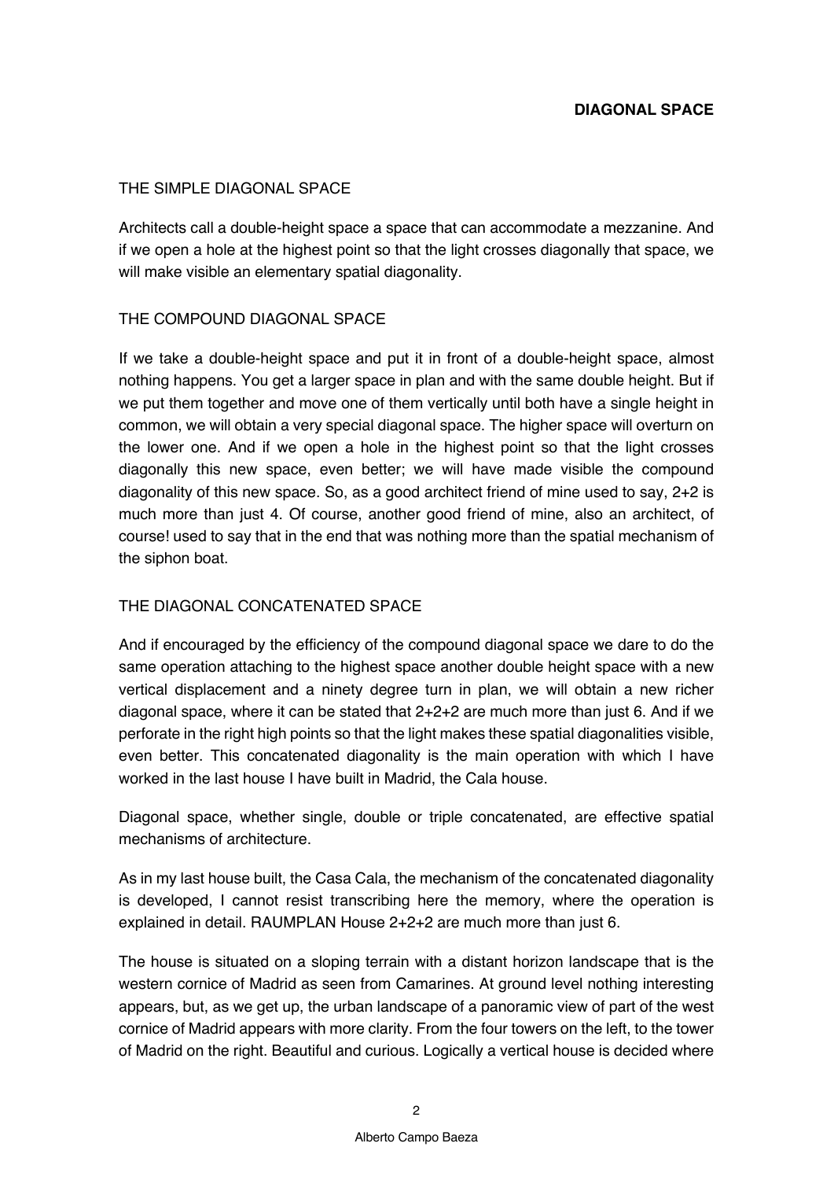## DIAGONAL SPACE

### THE SIMPLE DIAGONAL SPACE

Architects call a double-height space a space that can accommodate a mezzanine. And if we open a hole at the highest point so that the light crosses diagonally that space, we will make visible an elementary spatial diagonality.

### THE COMPOUND DIAGONAL SPACE

If we take a double-height space and put it in front of a double-height space, almost nothing happens. You get a larger space in plan and with the same double height. But if we put them together and move one of them vertically until both have a single height in common, we will obtain a very special diagonal space. The higher space will overturn on the lower one. And if we open a hole in the highest point so that the light crosses diagonally this new space, even better; we will have made visible the compound diagonality of this new space. So, as a good architect friend of mine used to say, 2+2 is much more than just 4. Of course, another good friend of mine, also an architect, of course! used to say that in the end that was nothing more than the spatial mechanism of the siphon boat.

### THE DIAGONAL CONCATENATED SPACE

And if encouraged by the efficiency of the compound diagonal space we dare to do the same operation attaching to the highest space another double height space with a new vertical displacement and a ninety degree turn in plan, we will obtain a new richer diagonal space, where it can be stated that 2+2+2 are much more than just 6. And if we perforate in the right high points so that the light makes these spatial diagonalities visible, even better. This concatenated diagonality is the main operation with which I have worked in the last house I have built in Madrid, the Cala house.

Diagonal space, whether single, double or triple concatenated, are effective spatial mechanisms of architecture.

As in my last house built, the Casa Cala, the mechanism of the concatenated diagonality is developed, I cannot resist transcribing here the memory, where the operation is explained in detail. RAUMPLAN House 2+2+2 are much more than just 6.

The house is situated on a sloping terrain with a distant horizon landscape that is the western cornice of Madrid as seen from Camarines. At ground level nothing interesting appears, but, as we get up, the urban landscape of a panoramic view of part of the west cornice of Madrid appears with more clarity. From the four towers on the left, to the tower of Madrid on the right. Beautiful and curious. Logically a vertical house is decided where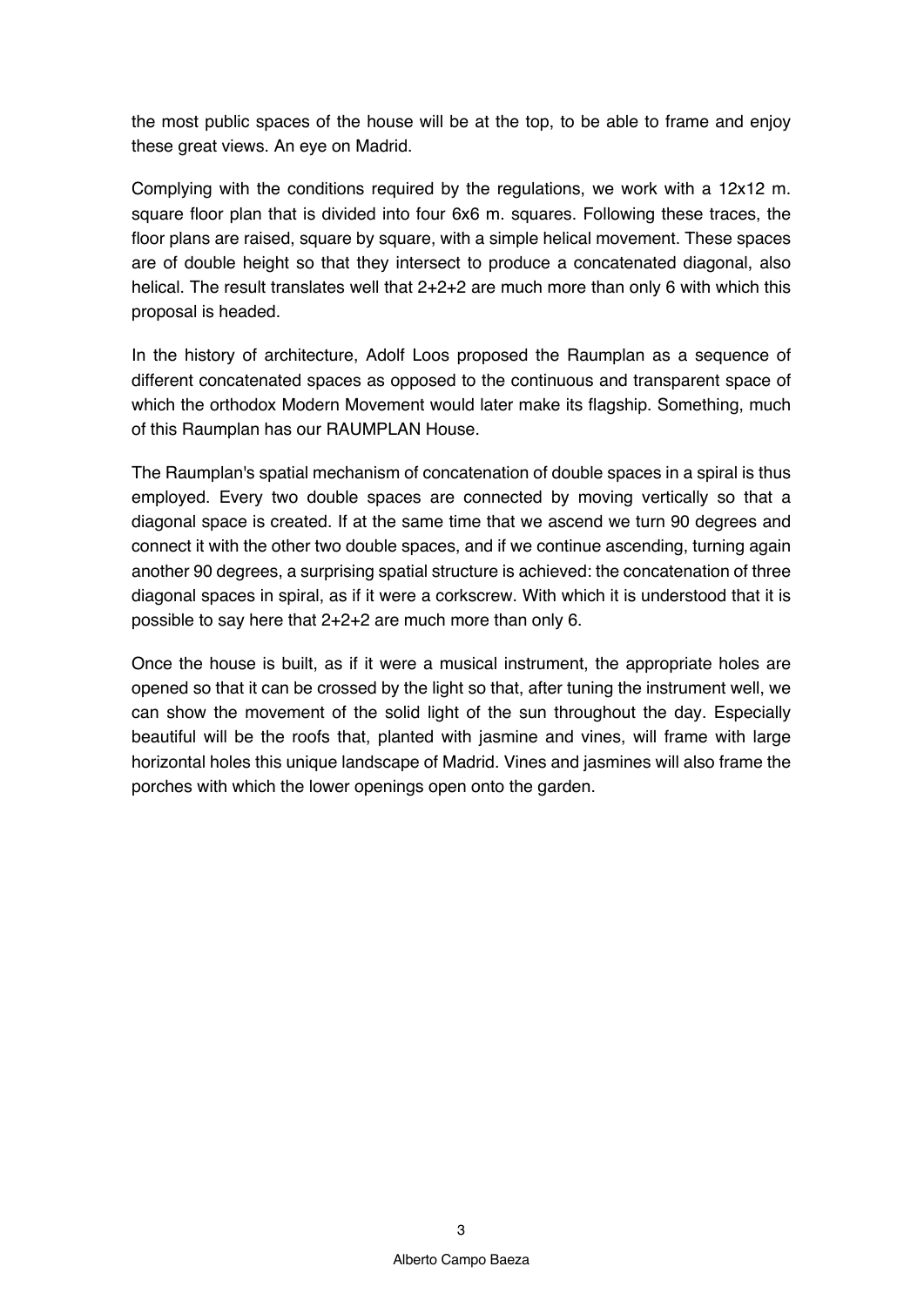the most public spaces of the house will be at the top, to be able to frame and enjoy these great views. An eye on Madrid.

Complying with the conditions required by the regulations, we work with a 12x12 m. square floor plan that is divided into four 6x6 m. squares. Following these traces, the floor plans are raised, square by square, with a simple helical movement. These spaces are of double height so that they intersect to produce a concatenated diagonal, also helical. The result translates well that 2+2+2 are much more than only 6 with which this proposal is headed.

In the history of architecture, Adolf Loos proposed the Raumplan as a sequence of different concatenated spaces as opposed to the continuous and transparent space of which the orthodox Modern Movement would later make its flagship. Something, much of this Raumplan has our RAUMPLAN House.

The Raumplan's spatial mechanism of concatenation of double spaces in a spiral is thus employed. Every two double spaces are connected by moving vertically so that a diagonal space is created. If at the same time that we ascend we turn 90 degrees and connect it with the other two double spaces, and if we continue ascending, turning again another 90 degrees, a surprising spatial structure is achieved: the concatenation of three diagonal spaces in spiral, as if it were a corkscrew. With which it is understood that it is possible to say here that 2+2+2 are much more than only 6.

Once the house is built, as if it were a musical instrument, the appropriate holes are opened so that it can be crossed by the light so that, after tuning the instrument well, we can show the movement of the solid light of the sun throughout the day. Especially beautiful will be the roofs that, planted with jasmine and vines, will frame with large horizontal holes this unique landscape of Madrid. Vines and jasmines will also frame the porches with which the lower openings open onto the garden.